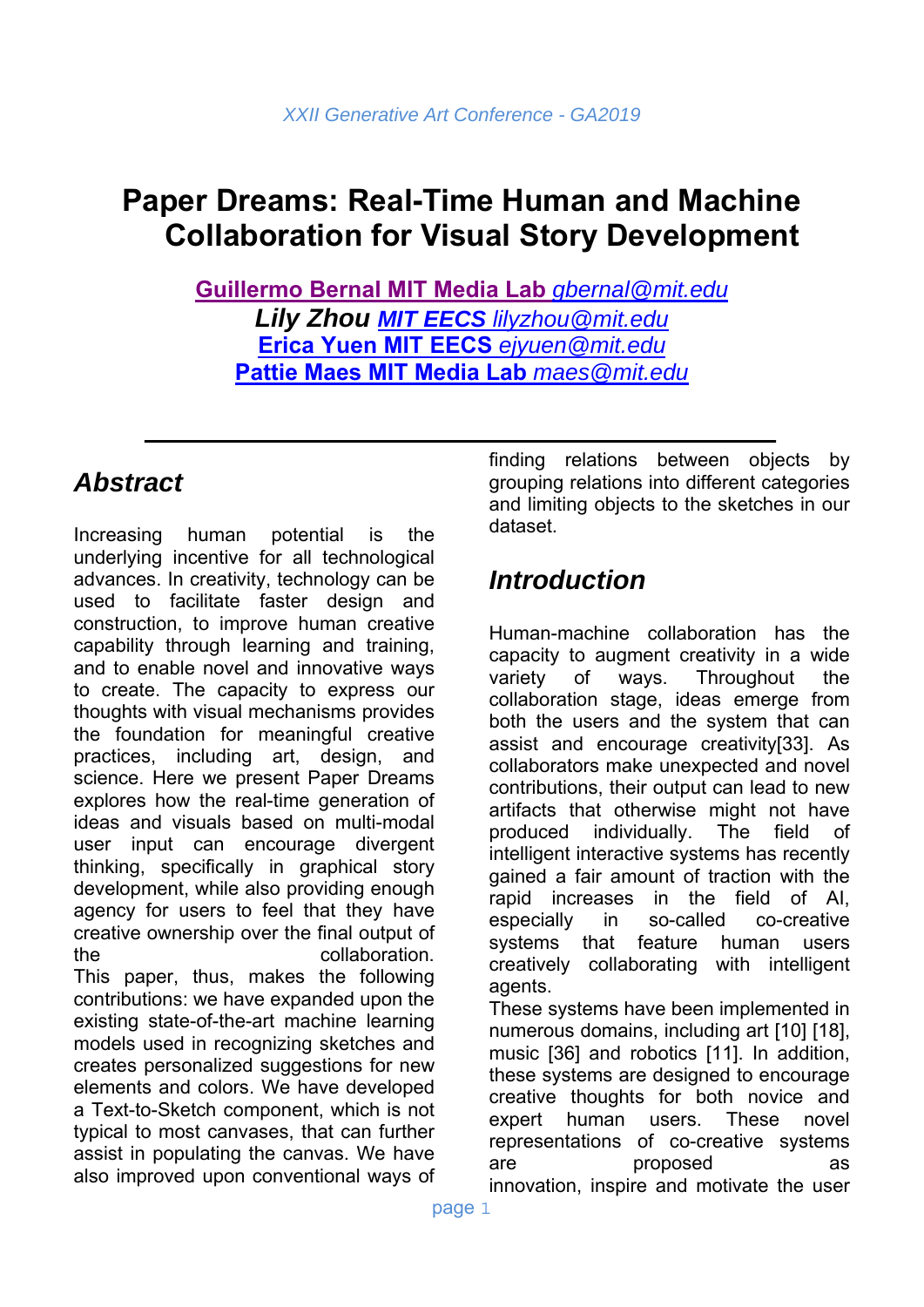# Paper Dreams: Real-Time Human and Machine Collaboration for Visual Story Development

**Guillermo Bernal MIT Media Lab** *gbernal@mit.edu*
***Lily Zhou*** ***MIT EECS*** *lilyzhou@mit.edu*
**Erica Yuen MIT EECS** *ejyuen@mit.edu*
**Pattie Maes MIT Media Lab** *maes@mit.edu*

---

## *Abstract*

Increasing human potential is the underlying incentive for all technological advances. In creativity, technology can be used to facilitate faster design and construction, to improve human creative capability through learning and training, and to enable novel and innovative ways to create. The capacity to express our thoughts with visual mechanisms provides the foundation for meaningful creative practices, including art, design, and science. Here we present Paper Dreams explores how the real-time generation of ideas and visuals based on multi-modal user input can encourage divergent thinking, specifically in graphical story development, while also providing enough agency for users to feel that they have creative ownership over the final output of the collaboration.

This paper, thus, makes the following contributions: we have expanded upon the existing state-of-the-art machine learning models used in recognizing sketches and creates personalized suggestions for new elements and colors. We have developed a Text-to-Sketch component, which is not typical to most canvases, that can further assist in populating the canvas. We have also improved upon conventional ways of finding relations between objects by grouping relations into different categories and limiting objects to the sketches in our dataset.

## *Introduction*

Human-machine collaboration has the capacity to augment creativity in a wide variety of ways. Throughout the collaboration stage, ideas emerge from both the users and the system that can assist and encourage creativity[33]. As collaborators make unexpected and novel contributions, their output can lead to new artifacts that otherwise might not have produced individually. The field of intelligent interactive systems has recently gained a fair amount of traction with the rapid increases in the field of AI, especially in so-called co-creative systems that feature human users creatively collaborating with intelligent agents.

These systems have been implemented in numerous domains, including art [10] [18], music [36] and robotics [11]. In addition, these systems are designed to encourage creative thoughts for both novice and expert human users. These novel representations of co-creative systems are proposed as innovation, inspire and motivate the user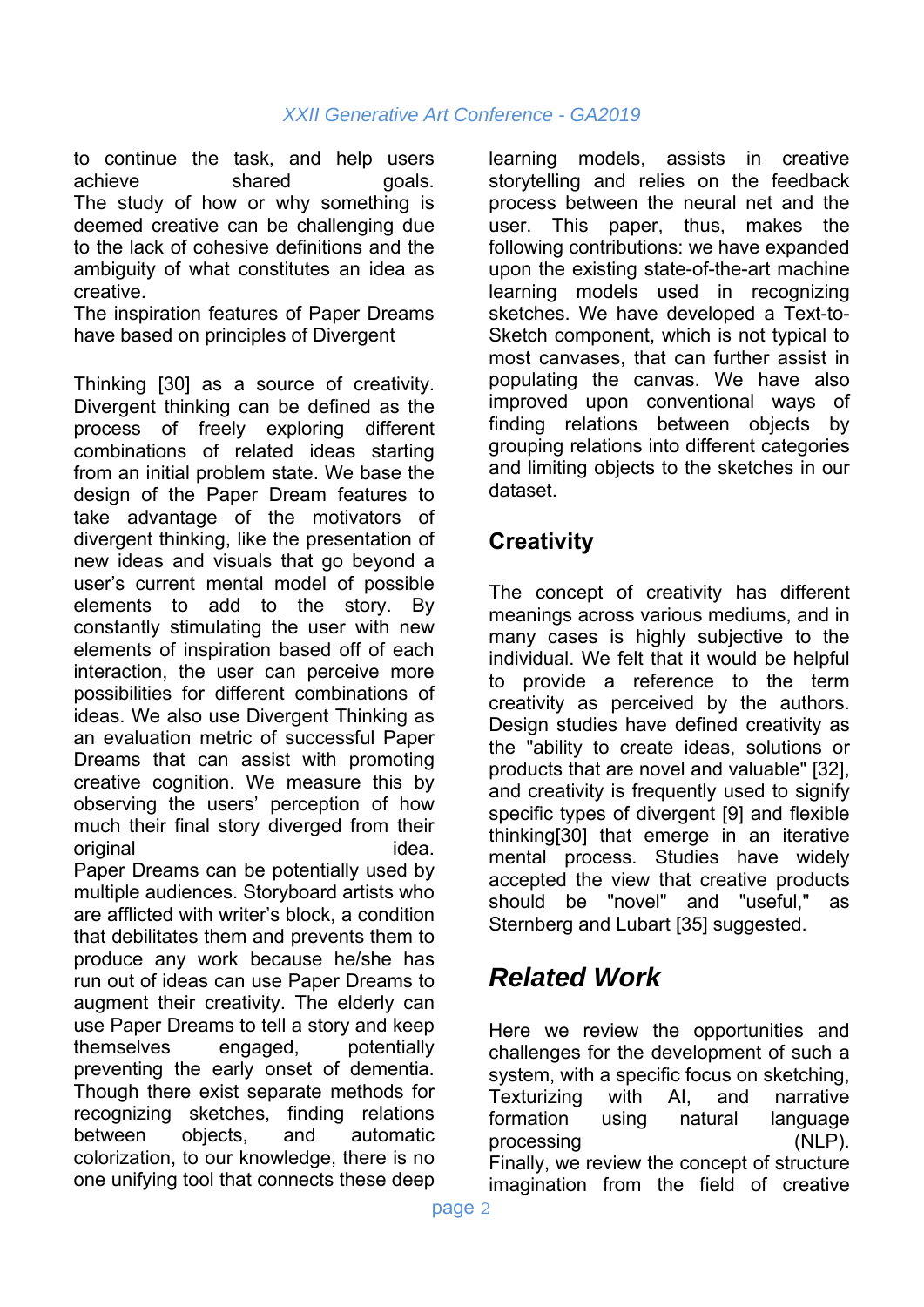to continue the task, and help users achieve shared goals.
The study of how or why something is deemed creative can be challenging due to the lack of cohesive definitions and the ambiguity of what constitutes an idea as creative.
The inspiration features of Paper Dreams have based on principles of Divergent

Thinking [30] as a source of creativity. Divergent thinking can be defined as the process of freely exploring different combinations of related ideas starting from an initial problem state. We base the design of the Paper Dream features to take advantage of the motivators of divergent thinking, like the presentation of new ideas and visuals that go beyond a user's current mental model of possible elements to add to the story. By constantly stimulating the user with new elements of inspiration based off of each interaction, the user can perceive more possibilities for different combinations of ideas. We also use Divergent Thinking as an evaluation metric of successful Paper Dreams that can assist with promoting creative cognition. We measure this by observing the users' perception of how much their final story diverged from their original idea.
Paper Dreams can be potentially used by multiple audiences. Storyboard artists who are afflicted with writer's block, a condition that debilitates them and prevents them to produce any work because he/she has run out of ideas can use Paper Dreams to augment their creativity. The elderly can use Paper Dreams to tell a story and keep themselves engaged, potentially preventing the early onset of dementia. Though there exist separate methods for recognizing sketches, finding relations between objects, and automatic colorization, to our knowledge, there is no one unifying tool that connects these deep learning models, assists in creative storytelling and relies on the feedback process between the neural net and the user. This paper, thus, makes the following contributions: we have expanded upon the existing state-of-the-art machine learning models used in recognizing sketches. We have developed a Text-to-Sketch component, which is not typical to most canvases, that can further assist in populating the canvas. We have also improved upon conventional ways of finding relations between objects by grouping relations into different categories and limiting objects to the sketches in our dataset.

## Creativity

The concept of creativity has different meanings across various mediums, and in many cases is highly subjective to the individual. We felt that it would be helpful to provide a reference to the term creativity as perceived by the authors. Design studies have defined creativity as the "ability to create ideas, solutions or products that are novel and valuable" [32], and creativity is frequently used to signify specific types of divergent [9] and flexible thinking[30] that emerge in an iterative mental process. Studies have widely accepted the view that creative products should be "novel" and "useful," as Sternberg and Lubart [35] suggested.

## *Related Work*

Here we review the opportunities and challenges for the development of such a system, with a specific focus on sketching, Texturizing with AI, and narrative formation using natural language processing (NLP).
Finally, we review the concept of structure imagination from the field of creative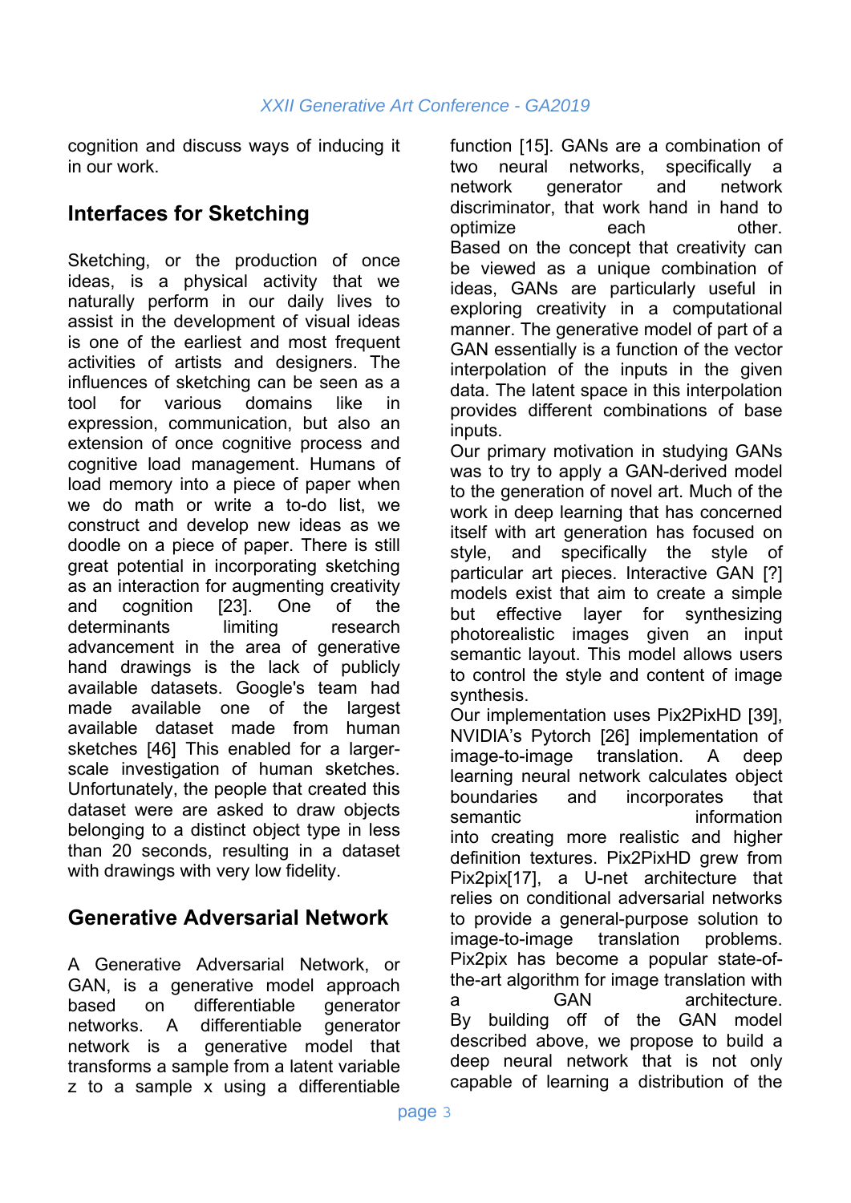cognition and discuss ways of inducing it in our work.

## Interfaces for Sketching

Sketching, or the production of once ideas, is a physical activity that we naturally perform in our daily lives to assist in the development of visual ideas is one of the earliest and most frequent activities of artists and designers. The influences of sketching can be seen as a tool for various domains like in expression, communication, but also an extension of once cognitive process and cognitive load management. Humans of load memory into a piece of paper when we do math or write a to-do list, we construct and develop new ideas as we doodle on a piece of paper. There is still great potential in incorporating sketching as an interaction for augmenting creativity and cognition [23]. One of the determinants limiting research advancement in the area of generative hand drawings is the lack of publicly available datasets. Google's team had made available one of the largest available dataset made from human sketches [46] This enabled for a larger-scale investigation of human sketches. Unfortunately, the people that created this dataset were are asked to draw objects belonging to a distinct object type in less than 20 seconds, resulting in a dataset with drawings with very low fidelity.

## Generative Adversarial Network

A Generative Adversarial Network, or GAN, is a generative model approach based on differentiable generator networks. A differentiable generator network is a generative model that transforms a sample from a latent variable z to a sample x using a differentiable function [15]. GANs are a combination of two neural networks, specifically a network generator and network discriminator, that work hand in hand to optimize each other.
Based on the concept that creativity can be viewed as a unique combination of ideas, GANs are particularly useful in exploring creativity in a computational manner. The generative model of part of a GAN essentially is a function of the vector interpolation of the inputs in the given data. The latent space in this interpolation provides different combinations of base inputs.
Our primary motivation in studying GANs was to try to apply a GAN-derived model to the generation of novel art. Much of the work in deep learning that has concerned itself with art generation has focused on style, and specifically the style of particular art pieces. Interactive GAN [?] models exist that aim to create a simple but effective layer for synthesizing photorealistic images given an input semantic layout. This model allows users to control the style and content of image synthesis.
Our implementation uses Pix2PixHD [39], NVIDIA's Pytorch [26] implementation of image-to-image translation. A deep learning neural network calculates object boundaries and incorporates that semantic information into creating more realistic and higher definition textures. Pix2PixHD grew from Pix2pix[17], a U-net architecture that relies on conditional adversarial networks to provide a general-purpose solution to image-to-image translation problems. Pix2pix has become a popular state-of-the-art algorithm for image translation with a GAN architecture.
By building off of the GAN model described above, we propose to build a deep neural network that is not only capable of learning a distribution of the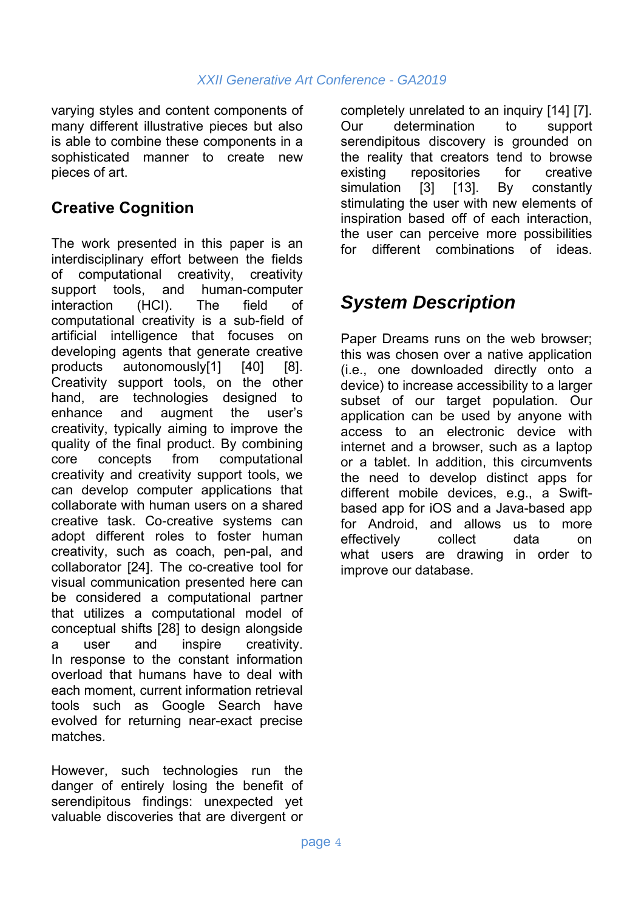varying styles and content components of many different illustrative pieces but also is able to combine these components in a sophisticated manner to create new pieces of art.

## Creative Cognition

The work presented in this paper is an interdisciplinary effort between the fields of computational creativity, creativity support tools, and human-computer interaction (HCI). The field of computational creativity is a sub-field of artificial intelligence that focuses on developing agents that generate creative products autonomously[1] [40] [8]. Creativity support tools, on the other hand, are technologies designed to enhance and augment the user's creativity, typically aiming to improve the quality of the final product. By combining core concepts from computational creativity and creativity support tools, we can develop computer applications that collaborate with human users on a shared creative task. Co-creative systems can adopt different roles to foster human creativity, such as coach, pen-pal, and collaborator [24]. The co-creative tool for visual communication presented here can be considered a computational partner that utilizes a computational model of conceptual shifts [28] to design alongside a user and inspire creativity. In response to the constant information overload that humans have to deal with each moment, current information retrieval tools such as Google Search have evolved for returning near-exact precise matches.

However, such technologies run the danger of entirely losing the benefit of serendipitous findings: unexpected yet valuable discoveries that are divergent or completely unrelated to an inquiry [14] [7]. Our determination to support serendipitous discovery is grounded on the reality that creators tend to browse existing repositories for creative simulation [3] [13]. By constantly stimulating the user with new elements of inspiration based off of each interaction, the user can perceive more possibilities for different combinations of ideas.

## *System Description*

Paper Dreams runs on the web browser; this was chosen over a native application (i.e., one downloaded directly onto a device) to increase accessibility to a larger subset of our target population. Our application can be used by anyone with access to an electronic device with internet and a browser, such as a laptop or a tablet. In addition, this circumvents the need to develop distinct apps for different mobile devices, e.g., a Swift-based app for iOS and a Java-based app for Android, and allows us to more effectively collect data on what users are drawing in order to improve our database.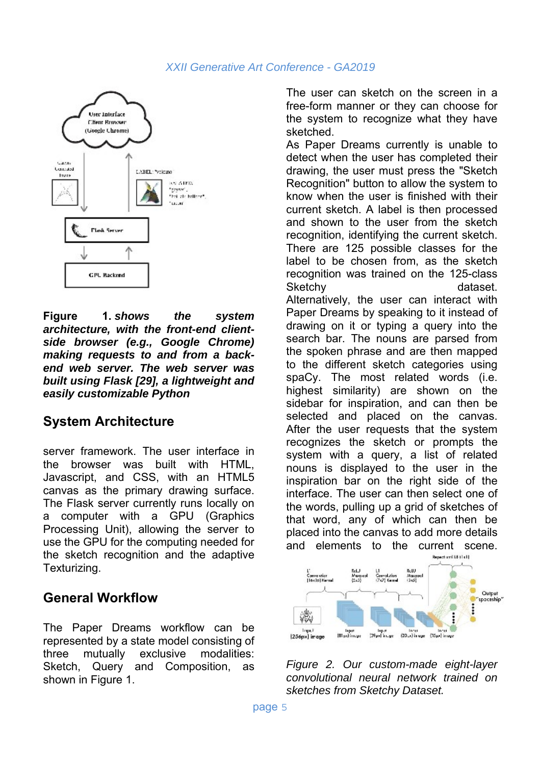**Figure 1.** ***shows the system architecture, with the front-end client-side browser (e.g., Google Chrome) making requests to and from a back-end web server. The web server was built using Flask [29], a lightweight and easily customizable Python***

## System Architecture

server framework. The user interface in the browser was built with HTML, Javascript, and CSS, with an HTML5 canvas as the primary drawing surface. The Flask server currently runs locally on a computer with a GPU (Graphics Processing Unit), allowing the server to use the GPU for the computing needed for the sketch recognition and the adaptive Texturizing.

## General Workflow

The Paper Dreams workflow can be represented by a state model consisting of three mutually exclusive modalities: Sketch, Query and Composition, as shown in Figure 1.

The user can sketch on the screen in a free-form manner or they can choose for the system to recognize what they have sketched.

As Paper Dreams currently is unable to detect when the user has completed their drawing, the user must press the "Sketch Recognition" button to allow the system to know when the user is finished with their current sketch. A label is then processed and shown to the user from the sketch recognition, identifying the current sketch. There are 125 possible classes for the label to be chosen from, as the sketch recognition was trained on the 125-class Sketchy dataset.

Alternatively, the user can interact with Paper Dreams by speaking to it instead of drawing on it or typing a query into the search bar. The nouns are parsed from the spoken phrase and are then mapped to the different sketch categories using spaCy. The most related words (i.e. highest similarity) are shown on the sidebar for inspiration, and can then be selected and placed on the canvas.

After the user requests that the system recognizes the sketch or prompts the system with a query, a list of related nouns is displayed to the user in the inspiration bar on the right side of the interface. The user can then select one of the words, pulling up a grid of sketches of that word, any of which can then be placed into the canvas to add more details and elements to the current scene.

*Figure 2. Our custom-made eight-layer convolutional neural network trained on sketches from Sketchy Dataset.*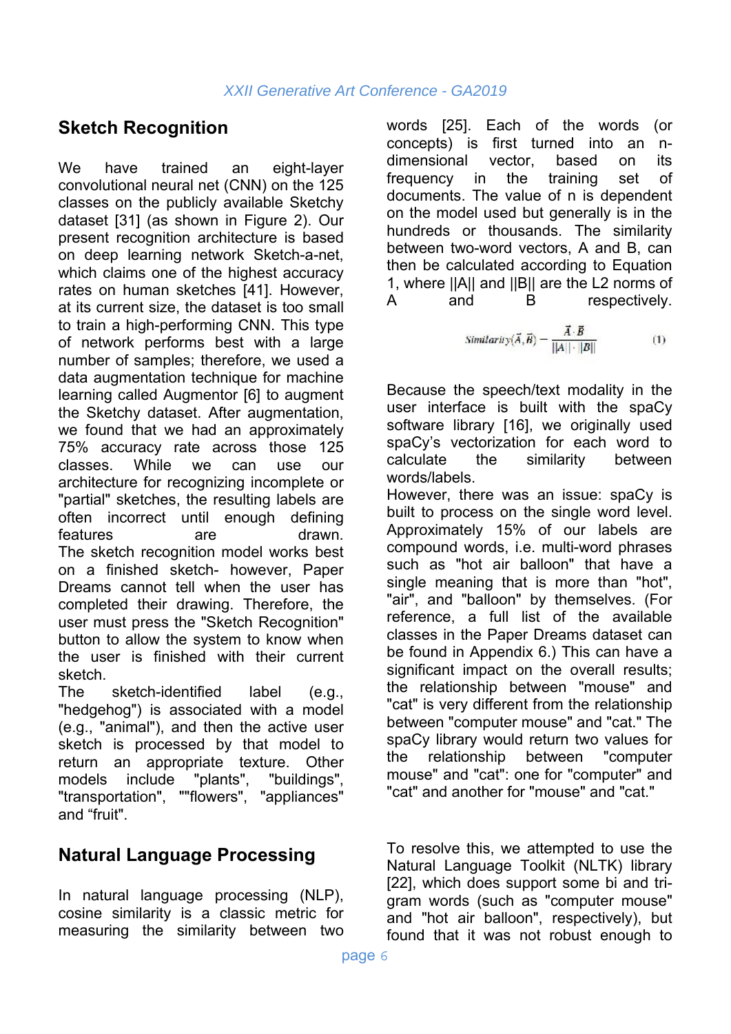## Sketch Recognition

We have trained an eight-layer convolutional neural net (CNN) on the 125 classes on the publicly available Sketchy dataset [31] (as shown in Figure 2). Our present recognition architecture is based on deep learning network Sketch-a-net, which claims one of the highest accuracy rates on human sketches [41]. However, at its current size, the dataset is too small to train a high-performing CNN. This type of network performs best with a large number of samples; therefore, we used a data augmentation technique for machine learning called Augmentor [6] to augment the Sketchy dataset. After augmentation, we found that we had an approximately 75% accuracy rate across those 125 classes. While we can use our architecture for recognizing incomplete or "partial" sketches, the resulting labels are often incorrect until enough defining features are drawn.

The sketch recognition model works best on a finished sketch- however, Paper Dreams cannot tell when the user has completed their drawing. Therefore, the user must press the "Sketch Recognition" button to allow the system to know when the user is finished with their current sketch.

The sketch-identified label (e.g., "hedgehog") is associated with a model (e.g., "animal"), and then the active user sketch is processed by that model to return an appropriate texture. Other models include "plants", "buildings", "transportation", ""flowers", "appliances" and “fruit".

## Natural Language Processing

In natural language processing (NLP), cosine similarity is a classic metric for measuring the similarity between two words [25]. Each of the words (or concepts) is first turned into an n-dimensional vector, based on its frequency in the training set of documents. The value of n is dependent on the model used but generally is in the hundreds or thousands. The similarity between two-word vectors, A and B, can then be calculated according to Equation 1, where ||A|| and ||B|| are the L2 norms of A and B respectively.

$$Similarity(\vec{A}, \vec{B}) = \frac{\vec{A} \cdot \vec{B}}{||A|| \cdot ||B||} \quad (1)$$

Because the speech/text modality in the user interface is built with the spaCy software library [16], we originally used spaCy's vectorization for each word to calculate the similarity between words/labels.

However, there was an issue: spaCy is built to process on the single word level. Approximately 15% of our labels are compound words, i.e. multi-word phrases such as "hot air balloon" that have a single meaning that is more than "hot", "air", and "balloon" by themselves. (For reference, a full list of the available classes in the Paper Dreams dataset can be found in Appendix 6.) This can have a significant impact on the overall results; the relationship between "mouse" and "cat" is very different from the relationship between "computer mouse" and "cat." The spaCy library would return two values for the relationship between "computer mouse" and "cat": one for "computer" and "cat" and another for "mouse" and "cat."

To resolve this, we attempted to use the Natural Language Toolkit (NLTK) library [22], which does support some bi and tri-gram words (such as "computer mouse" and "hot air balloon", respectively), but found that it was not robust enough to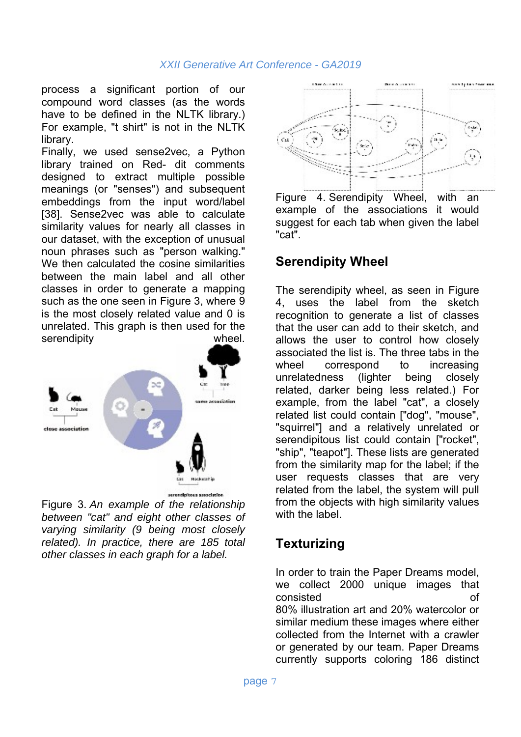process a significant portion of our compound word classes (as the words have to be defined in the NLTK library.) For example, "t shirt" is not in the NLTK library.

Finally, we used sense2vec, a Python library trained on Red- dit comments designed to extract multiple possible meanings (or "senses") and subsequent embeddings from the input word/label [38]. Sense2vec was able to calculate similarity values for nearly all classes in our dataset, with the exception of unusual noun phrases such as "person walking." We then calculated the cosine similarities between the main label and all other classes in order to generate a mapping such as the one seen in Figure 3, where 9 is the most closely related value and 0 is unrelated. This graph is then used for the serendipity wheel.

Figure 3. *An example of the relationship between "cat" and eight other classes of varying similarity (9 being most closely related). In practice, there are 185 total other classes in each graph for a label.*

Figure 4. Serendipity Wheel, with an example of the associations it would suggest for each tab when given the label "cat".

## Serendipity Wheel

The serendipity wheel, as seen in Figure 4, uses the label from the sketch recognition to generate a list of classes that the user can add to their sketch, and allows the user to control how closely associated the list is. The three tabs in the wheel correspond to increasing unrelatedness (lighter being closely related, darker being less related.) For example, from the label "cat", a closely related list could contain ["dog", "mouse", "squirrel"] and a relatively unrelated or serendipitous list could contain ["rocket", "ship", "teapot"]. These lists are generated from the similarity map for the label; if the user requests classes that are very related from the label, the system will pull from the objects with high similarity values with the label.

## Texturizing

In order to train the Paper Dreams model, we collect 2000 unique images that consisted of 80% illustration art and 20% watercolor or similar medium these images where either collected from the Internet with a crawler or generated by our team. Paper Dreams currently supports coloring 186 distinct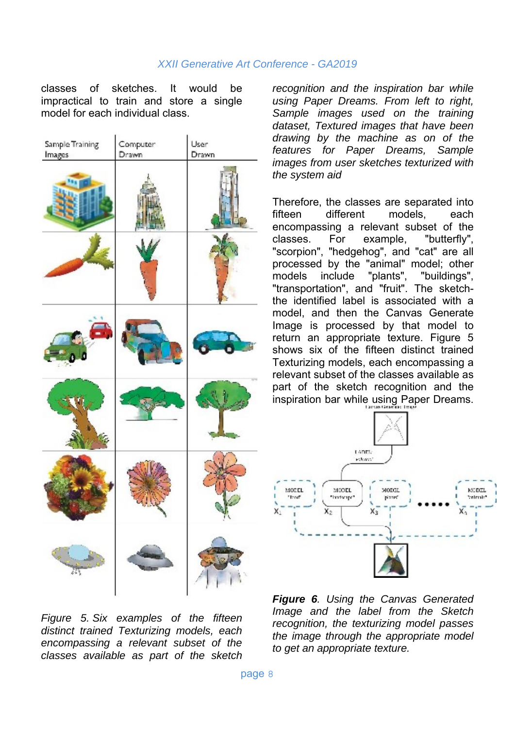classes of sketches. It would be impractical to train and store a single model for each individual class.

*Figure 5. Six examples of the fifteen distinct trained Texturizing models, each encompassing a relevant subset of the classes available as part of the sketch recognition and the inspiration bar while using Paper Dreams. From left to right, Sample images used on the training dataset, Textured images that have been drawing by the machine as on of the features for Paper Dreams, Sample images from user sketches texturized with the system aid*

Therefore, the classes are separated into fifteen different models, each encompassing a relevant subset of the classes. For example, "butterfly", "scorpion", "hedgehog", and "cat" are all processed by the "animal" model; other models include "plants", "buildings", "transportation", and "fruit". The sketch-the identified label is associated with a model, and then the Canvas Generate Image is processed by that model to return an appropriate texture. Figure 5 shows six of the fifteen distinct trained Texturizing models, each encompassing a relevant subset of the classes available as part of the sketch recognition and the inspiration bar while using Paper Dreams.

***Figure 6**. Using the Canvas Generated Image and the label from the Sketch recognition, the texturizing model passes the image through the appropriate model to get an appropriate texture.*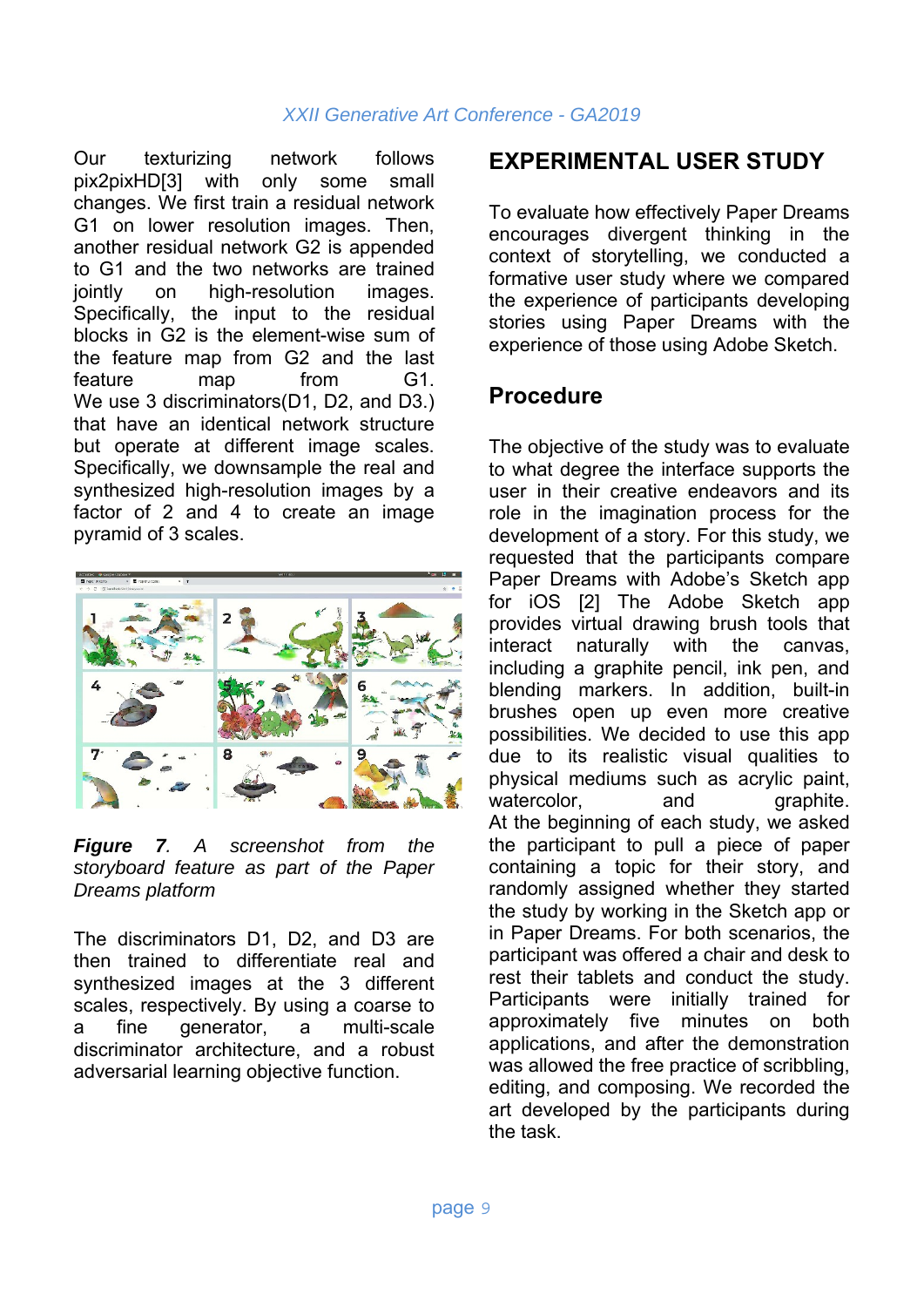Our texturizing network follows pix2pixHD[3] with only some small changes. We first train a residual network G1 on lower resolution images. Then, another residual network G2 is appended to G1 and the two networks are trained jointly on high-resolution images. Specifically, the input to the residual blocks in G2 is the element-wise sum of the feature map from G2 and the last feature map from G1. We use 3 discriminators(D1, D2, and D3.) that have an identical network structure but operate at different image scales. Specifically, we downsample the real and synthesized high-resolution images by a factor of 2 and 4 to create an image pyramid of 3 scales.

***Figure 7****. A screenshot from the storyboard feature as part of the Paper Dreams platform*

The discriminators D1, D2, and D3 are then trained to differentiate real and synthesized images at the 3 different scales, respectively. By using a coarse to a fine generator, a multi-scale discriminator architecture, and a robust adversarial learning objective function.

## EXPERIMENTAL USER STUDY

To evaluate how effectively Paper Dreams encourages divergent thinking in the context of storytelling, we conducted a formative user study where we compared the experience of participants developing stories using Paper Dreams with the experience of those using Adobe Sketch.

### Procedure

The objective of the study was to evaluate to what degree the interface supports the user in their creative endeavors and its role in the imagination process for the development of a story. For this study, we requested that the participants compare Paper Dreams with Adobe's Sketch app for iOS [2] The Adobe Sketch app provides virtual drawing brush tools that interact naturally with the canvas, including a graphite pencil, ink pen, and blending markers. In addition, built-in brushes open up even more creative possibilities. We decided to use this app due to its realistic visual qualities to physical mediums such as acrylic paint, watercolor, and graphite. At the beginning of each study, we asked the participant to pull a piece of paper containing a topic for their story, and randomly assigned whether they started the study by working in the Sketch app or in Paper Dreams. For both scenarios, the participant was offered a chair and desk to rest their tablets and conduct the study. Participants were initially trained for approximately five minutes on both applications, and after the demonstration was allowed the free practice of scribbling, editing, and composing. We recorded the art developed by the participants during the task.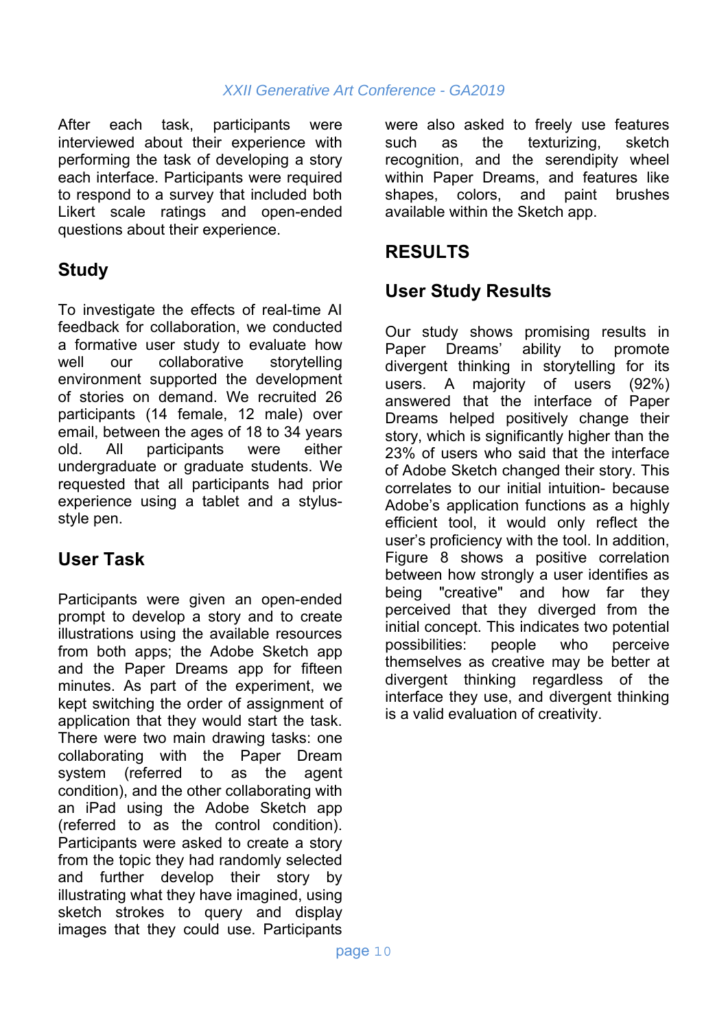After each task, participants were interviewed about their experience with performing the task of developing a story each interface. Participants were required to respond to a survey that included both Likert scale ratings and open-ended questions about their experience.

## Study

To investigate the effects of real-time AI feedback for collaboration, we conducted a formative user study to evaluate how well our collaborative storytelling environment supported the development of stories on demand. We recruited 26 participants (14 female, 12 male) over email, between the ages of 18 to 34 years old. All participants were either undergraduate or graduate students. We requested that all participants had prior experience using a tablet and a stylus-style pen.

## User Task

Participants were given an open-ended prompt to develop a story and to create illustrations using the available resources from both apps; the Adobe Sketch app and the Paper Dreams app for fifteen minutes. As part of the experiment, we kept switching the order of assignment of application that they would start the task. There were two main drawing tasks: one collaborating with the Paper Dream system (referred to as the agent condition), and the other collaborating with an iPad using the Adobe Sketch app (referred to as the control condition). Participants were asked to create a story from the topic they had randomly selected and further develop their story by illustrating what they have imagined, using sketch strokes to query and display images that they could use. Participants were also asked to freely use features such as the texturizing, sketch recognition, and the serendipity wheel within Paper Dreams, and features like shapes, colors, and paint brushes available within the Sketch app.

# RESULTS

## User Study Results

Our study shows promising results in Paper Dreams' ability to promote divergent thinking in storytelling for its users. A majority of users (92%) answered that the interface of Paper Dreams helped positively change their story, which is significantly higher than the 23% of users who said that the interface of Adobe Sketch changed their story. This correlates to our initial intuition- because Adobe's application functions as a highly efficient tool, it would only reflect the user's proficiency with the tool. In addition, Figure 8 shows a positive correlation between how strongly a user identifies as being "creative" and how far they perceived that they diverged from the initial concept. This indicates two potential possibilities: people who perceive themselves as creative may be better at divergent thinking regardless of the interface they use, and divergent thinking is a valid evaluation of creativity.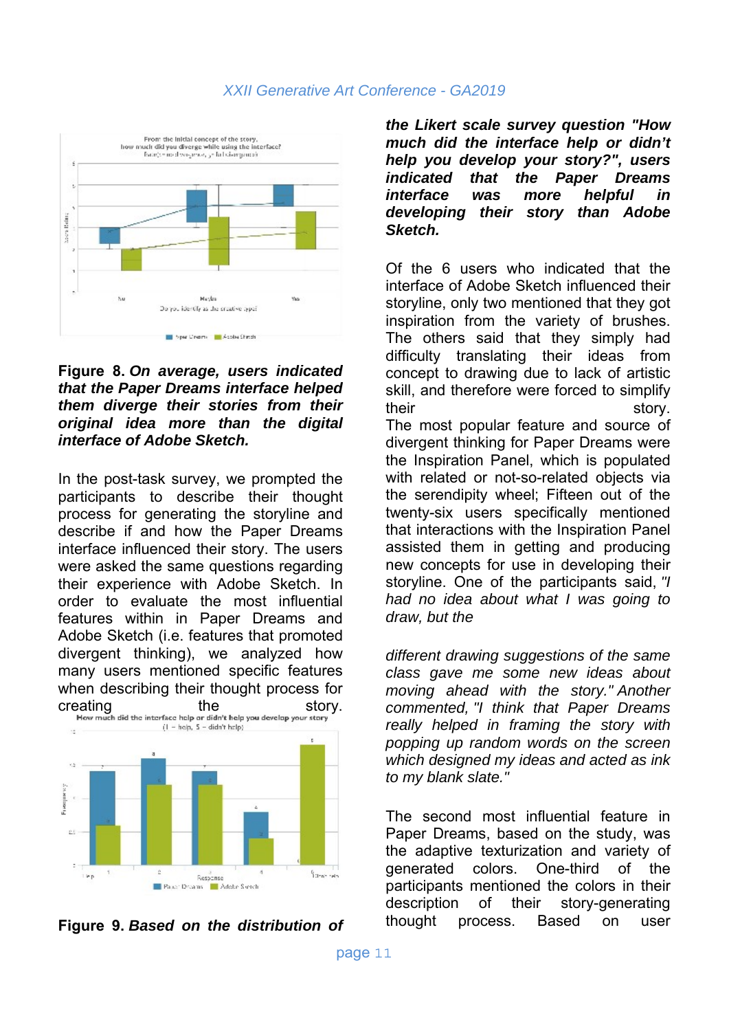**Figure 8.** ***On average, users indicated that the Paper Dreams interface helped them diverge their stories from their original idea more than the digital interface of Adobe Sketch.***

In the post-task survey, we prompted the participants to describe their thought process for generating the storyline and describe if and how the Paper Dreams interface influenced their story. The users were asked the same questions regarding their experience with Adobe Sketch. In order to evaluate the most influential features within in Paper Dreams and Adobe Sketch (i.e. features that promoted divergent thinking), we analyzed how many users mentioned specific features when describing their thought process for creating the story.

**Figure 9.** ***Based on the distribution of the Likert scale survey question "How much did the interface help or didn't help you develop your story?", users indicated that the Paper Dreams interface was more helpful in developing their story than Adobe Sketch.***

Of the 6 users who indicated that the interface of Adobe Sketch influenced their storyline, only two mentioned that they got inspiration from the variety of brushes. The others said that they simply had difficulty translating their ideas from concept to drawing due to lack of artistic skill, and therefore were forced to simplify their story.
The most popular feature and source of divergent thinking for Paper Dreams were the Inspiration Panel, which is populated with related or not-so-related objects via the serendipity wheel; Fifteen out of the twenty-six users specifically mentioned that interactions with the Inspiration Panel assisted them in getting and producing new concepts for use in developing their storyline. One of the participants said, *"I had no idea about what I was going to draw, but the different drawing suggestions of the same class gave me some new ideas about moving ahead with the story."* Another commented, *"I think that Paper Dreams really helped in framing the story with popping up random words on the screen which designed my ideas and acted as ink to my blank slate."*

The second most influential feature in Paper Dreams, based on the study, was the adaptive texturization and variety of generated colors. One-third of the participants mentioned the colors in their description of their story-generating thought process. Based on user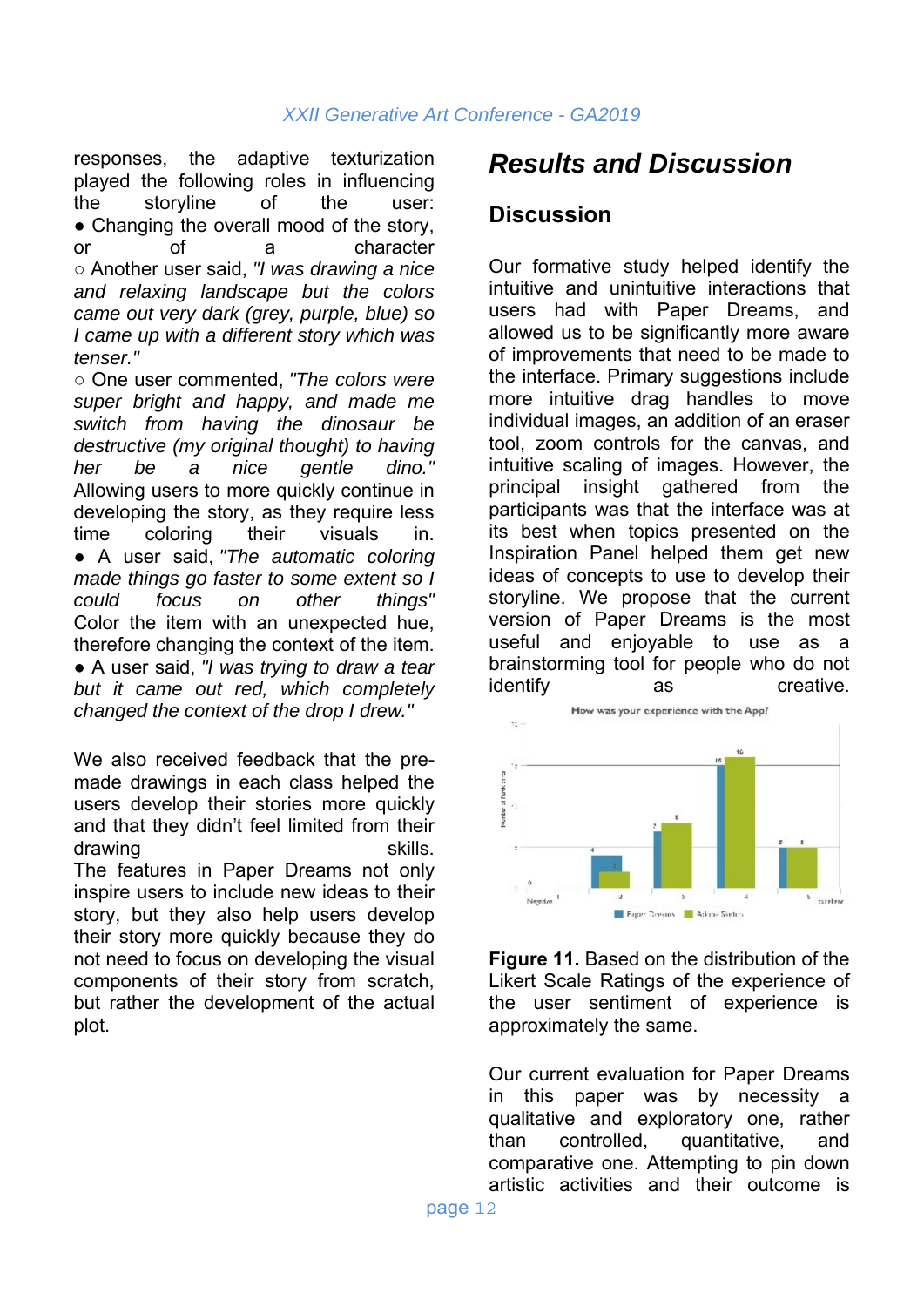responses, the adaptive texturization played the following roles in influencing the storyline of the user:

● Changing the overall mood of the story, or of a character

○ Another user said, *"I was drawing a nice and relaxing landscape but the colors came out very dark (grey, purple, blue) so I came up with a different story which was tenser."*

○ One user commented, *"The colors were super bright and happy, and made me switch from having the dinosaur be destructive (my original thought) to having her be a nice gentle dino."*

Allowing users to more quickly continue in developing the story, as they require less time coloring their visuals in.

● A user said, *"The automatic coloring made things go faster to some extent so I could focus on other things"*

Color the item with an unexpected hue, therefore changing the context of the item.

● A user said, *"I was trying to draw a tear but it came out red, which completely changed the context of the drop I drew."*

We also received feedback that the pre-made drawings in each class helped the users develop their stories more quickly and that they didn't feel limited from their drawing skills.

The features in Paper Dreams not only inspire users to include new ideas to their story, but they also help users develop their story more quickly because they do not need to focus on developing the visual components of their story from scratch, but rather the development of the actual plot.

# Results and Discussion

## Discussion

Our formative study helped identify the intuitive and unintuitive interactions that users had with Paper Dreams, and allowed us to be significantly more aware of improvements that need to be made to the interface. Primary suggestions include more intuitive drag handles to move individual images, an addition of an eraser tool, zoom controls for the canvas, and intuitive scaling of images. However, the principal insight gathered from the participants was that the interface was at its best when topics presented on the Inspiration Panel helped them get new ideas of concepts to use to develop their storyline. We propose that the current version of Paper Dreams is the most useful and enjoyable to use as a brainstorming tool for people who do not identify as creative.

**Figure 11.** Based on the distribution of the Likert Scale Ratings of the experience of the user sentiment of experience is approximately the same.

Our current evaluation for Paper Dreams in this paper was by necessity a qualitative and exploratory one, rather than controlled, quantitative, and comparative one. Attempting to pin down artistic activities and their outcome is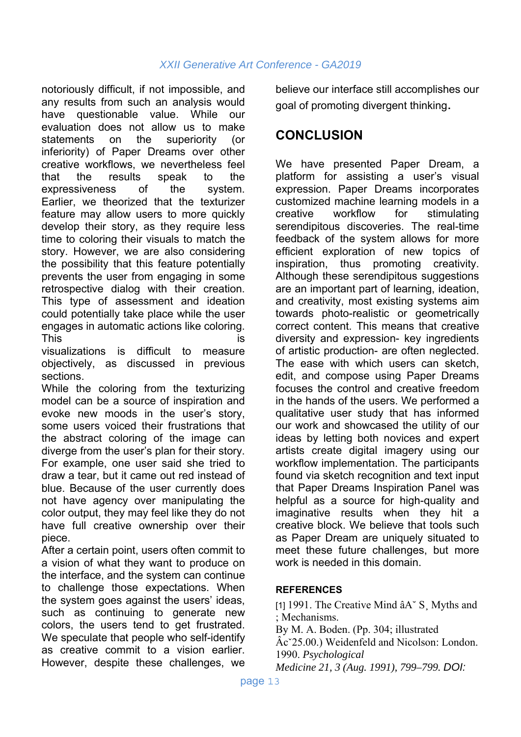notoriously difficult, if not impossible, and any results from such an analysis would have questionable value. While our evaluation does not allow us to make statements on the superiority (or inferiority) of Paper Dreams over other creative workflows, we nevertheless feel that the results speak to the expressiveness of the system. Earlier, we theorized that the texturizer feature may allow users to more quickly develop their story, as they require less time to coloring their visuals to match the story. However, we are also considering the possibility that this feature potentially prevents the user from engaging in some retrospective dialog with their creation. This type of assessment and ideation could potentially take place while the user engages in automatic actions like coloring. This is visualizations is difficult to measure objectively, as discussed in previous sections.

While the coloring from the texturizing model can be a source of inspiration and evoke new moods in the user's story, some users voiced their frustrations that the abstract coloring of the image can diverge from the user's plan for their story. For example, one user said she tried to draw a tear, but it came out red instead of blue. Because of the user currently does not have agency over manipulating the color output, they may feel like they do not have full creative ownership over their piece.

After a certain point, users often commit to a vision of what they want to produce on the interface, and the system can continue to challenge those expectations. When the system goes against the users' ideas, such as continuing to generate new colors, the users tend to get frustrated. We speculate that people who self-identify as creative commit to a vision earlier. However, despite these challenges, we believe our interface still accomplishes our goal of promoting divergent thinking.

## CONCLUSION

We have presented Paper Dream, a platform for assisting a user's visual expression. Paper Dreams incorporates customized machine learning models in a creative workflow for stimulating serendipitous discoveries. The real-time feedback of the system allows for more efficient exploration of new topics of inspiration, thus promoting creativity. Although these serendipitous suggestions are an important part of learning, ideation, and creativity, most existing systems aim towards photo-realistic or geometrically correct content. This means that creative diversity and expression- key ingredients of artistic production- are often neglected. The ease with which users can sketch, edit, and compose using Paper Dreams focuses the control and creative freedom in the hands of the users. We performed a qualitative user study that has informed our work and showcased the utility of our ideas by letting both novices and expert artists create digital imagery using our workflow implementation. The participants found via sketch recognition and text input that Paper Dreams Inspiration Panel was helpful as a source for high-quality and imaginative results when they hit a creative block. We believe that tools such as Paper Dream are uniquely situated to meet these future challenges, but more work is needed in this domain.

### REFERENCES

[1] 1991. The Creative Mind âA˘ S¸ Myths and ; Mechanisms.
By M. A. Boden. (Pp. 304; illustrated Âc˘25.00.) Weidenfeld and Nicolson: London. 1990. *Psychological Medicine 21, 3 (Aug. 1991), 799–799. DOI:*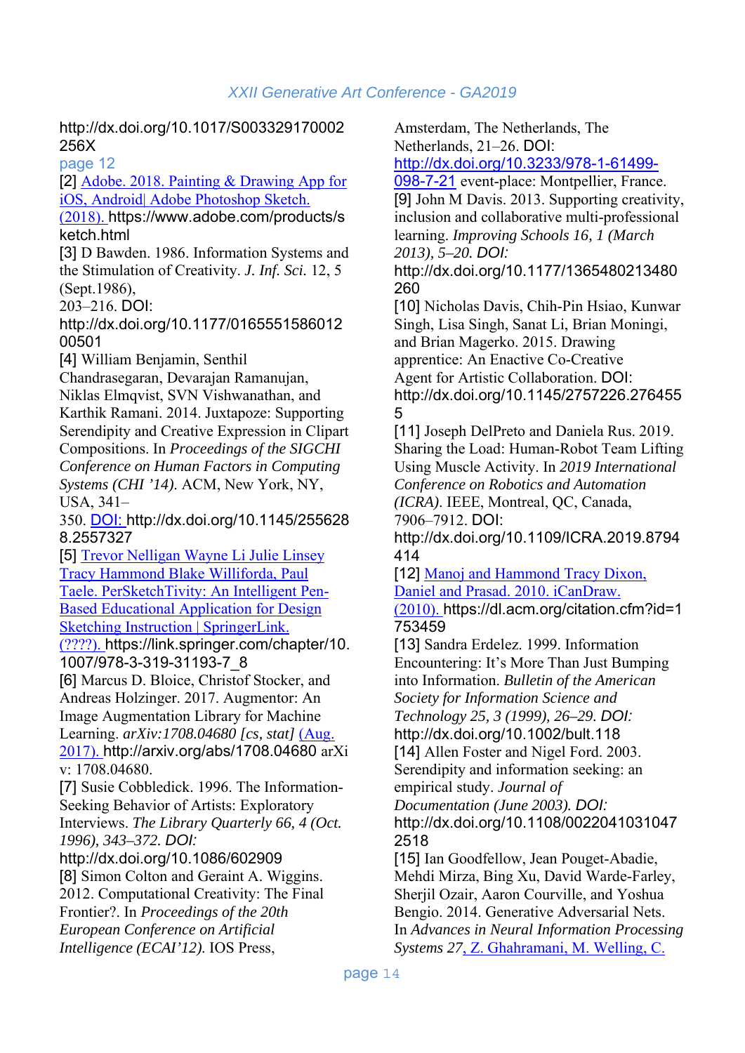http://dx.doi.org/10.1017/S003329170002256X

page 12

[2] Adobe. 2018. Painting & Drawing App for iOS, Android| Adobe Photoshop Sketch. (2018). https://www.adobe.com/products/sketch.html

[3] D Bawden. 1986. Information Systems and the Stimulation of Creativity. *J. Inf. Sci.* 12, 5 (Sept.1986), 203–216. DOI: http://dx.doi.org/10.1177/016555158601200501

[4] William Benjamin, Senthil Chandrasegaran, Devarajan Ramanujan, Niklas Elmqvist, SVN Vishwanathan, and Karthik Ramani. 2014. Juxtapoze: Supporting Serendipity and Creative Expression in Clipart Compositions. In *Proceedings of the SIGCHI Conference on Human Factors in Computing Systems (CHI '14)*. ACM, New York, NY, USA, 341–350. DOI: http://dx.doi.org/10.1145/2556288.2557327

[5] Trevor Nelligan Wayne Li Julie Linsey Tracy Hammond Blake Williforda, Paul Taele. PerSketchTivity: An Intelligent Pen-Based Educational Application for Design Sketching Instruction | SpringerLink. (????). https://link.springer.com/chapter/10.1007/978-3-319-31193-7_8

[6] Marcus D. Bloice, Christof Stocker, and Andreas Holzinger. 2017. Augmentor: An Image Augmentation Library for Machine Learning. *arXiv:1708.04680 [cs, stat]* (Aug. 2017). http://arxiv.org/abs/1708.04680 arXiv: 1708.04680.

[7] Susie Cobbledick. 1996. The Information-Seeking Behavior of Artists: Exploratory Interviews. *The Library Quarterly 66, 4 (Oct. 1996), 343–372. DOI:* http://dx.doi.org/10.1086/602909

[8] Simon Colton and Geraint A. Wiggins. 2012. Computational Creativity: The Final Frontier?. In *Proceedings of the 20th European Conference on Artificial Intelligence (ECAI'12)*. IOS Press, Amsterdam, The Netherlands, The Netherlands, 21–26. DOI: http://dx.doi.org/10.3233/978-1-61499-098-7-21 event-place: Montpellier, France.

[9] John M Davis. 2013. Supporting creativity, inclusion and collaborative multi-professional learning. *Improving Schools 16, 1 (March 2013), 5–20. DOI:* http://dx.doi.org/10.1177/1365480213480260

[10] Nicholas Davis, Chih-Pin Hsiao, Kunwar Singh, Lisa Singh, Sanat Li, Brian Moningi, and Brian Magerko. 2015. Drawing apprentice: An Enactive Co-Creative Agent for Artistic Collaboration. DOI: http://dx.doi.org/10.1145/2757226.2764555

[11] Joseph DelPreto and Daniela Rus. 2019. Sharing the Load: Human-Robot Team Lifting Using Muscle Activity. In *2019 International Conference on Robotics and Automation (ICRA)*. IEEE, Montreal, QC, Canada, 7906–7912. DOI: http://dx.doi.org/10.1109/ICRA.2019.8794414

[12] Manoj and Hammond Tracy Dixon, Daniel and Prasad. 2010. iCanDraw. (2010). https://dl.acm.org/citation.cfm?id=1753459

[13] Sandra Erdelez. 1999. Information Encountering: It's More Than Just Bumping into Information. *Bulletin of the American Society for Information Science and Technology 25, 3 (1999), 26–29. DOI:* http://dx.doi.org/10.1002/bult.118

[14] Allen Foster and Nigel Ford. 2003. Serendipity and information seeking: an empirical study. *Journal of Documentation (June 2003). DOI:* http://dx.doi.org/10.1108/00220410310472518

[15] Ian Goodfellow, Jean Pouget-Abadie, Mehdi Mirza, Bing Xu, David Warde-Farley, Sherjil Ozair, Aaron Courville, and Yoshua Bengio. 2014. Generative Adversarial Nets. In *Advances in Neural Information Processing Systems 27*, Z. Ghahramani, M. Welling, C.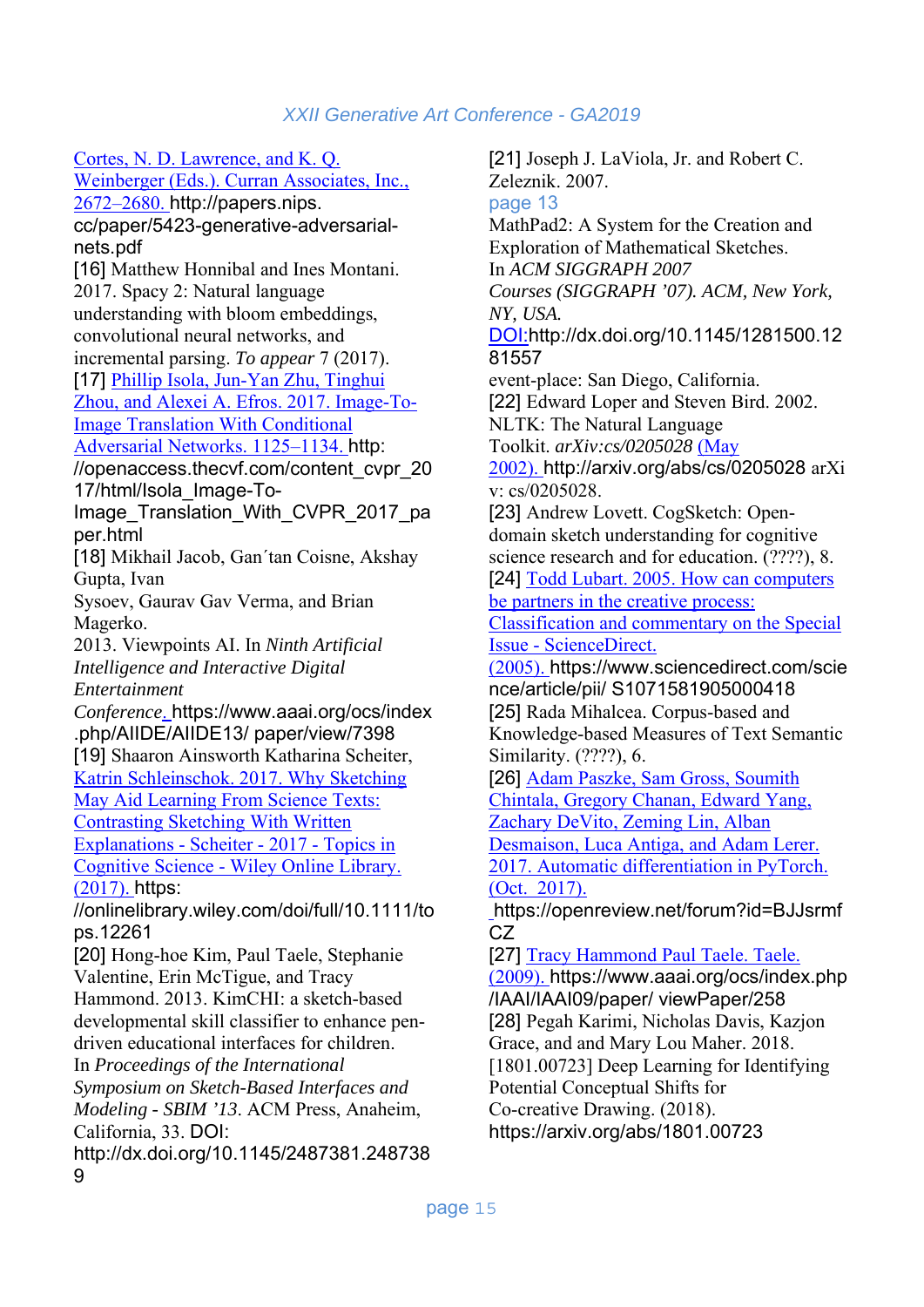Cortes, N. D. Lawrence, and K. Q. Weinberger (Eds.). Curran Associates, Inc., 2672–2680. http://papers.nips. cc/paper/5423-generative-adversarial-nets.pdf

[16] Matthew Honnibal and Ines Montani. 2017. Spacy 2: Natural language understanding with bloom embeddings, convolutional neural networks, and incremental parsing. *To appear* 7 (2017).

[17] Phillip Isola, Jun-Yan Zhu, Tinghui Zhou, and Alexei A. Efros. 2017. Image-To-Image Translation With Conditional Adversarial Networks. 1125–1134. http: //openaccess.thecvf.com/content_cvpr_2017/html/Isola_Image-To-Image_Translation_With_CVPR_2017_paper.html

[18] Mikhail Jacob, Gan´tan Coisne, Akshay Gupta, Ivan Sysoev, Gaurav Gav Verma, and Brian Magerko. 2013. Viewpoints AI. In *Ninth Artificial Intelligence and Interactive Digital Entertainment Conference*. https://www.aaai.org/ocs/index.php/AIIDE/AIIDE13/ paper/view/7398

[19] Shaaron Ainsworth Katharina Scheiter, Katrin Schleinschok. 2017. Why Sketching May Aid Learning From Science Texts: Contrasting Sketching With Written Explanations - Scheiter - 2017 - Topics in Cognitive Science - Wiley Online Library. (2017). https: //onlinelibrary.wiley.com/doi/full/10.1111/tops.12261

[20] Hong-hoe Kim, Paul Taele, Stephanie Valentine, Erin McTigue, and Tracy Hammond. 2013. KimCHI: a sketch-based developmental skill classifier to enhance pen-driven educational interfaces for children. In *Proceedings of the International Symposium on Sketch-Based Interfaces and Modeling - SBIM '13*. ACM Press, Anaheim, California, 33. DOI: http://dx.doi.org/10.1145/2487381.2487389

[21] Joseph J. LaViola, Jr. and Robert C. Zeleznik. 2007. MathPad2: A System for the Creation and Exploration of Mathematical Sketches. In *ACM SIGGRAPH 2007 Courses (SIGGRAPH '07). ACM, New York, NY, USA.* DOI:http://dx.doi.org/10.1145/1281500.1281557 event-place: San Diego, California.

[22] Edward Loper and Steven Bird. 2002. NLTK: The Natural Language Toolkit. *arXiv:cs/0205028* (May 2002). http://arxiv.org/abs/cs/0205028 arXiv: cs/0205028.

[23] Andrew Lovett. CogSketch: Open-domain sketch understanding for cognitive science research and for education. (????), 8.

[24] Todd Lubart. 2005. How can computers be partners in the creative process: Classification and commentary on the Special Issue - ScienceDirect. (2005). https://www.sciencedirect.com/science/article/pii/ S1071581905000418

[25] Rada Mihalcea. Corpus-based and Knowledge-based Measures of Text Semantic Similarity. (????), 6.

[26] Adam Paszke, Sam Gross, Soumith Chintala, Gregory Chanan, Edward Yang, Zachary DeVito, Zeming Lin, Alban Desmaison, Luca Antiga, and Adam Lerer. 2017. Automatic differentiation in PyTorch. (Oct. 2017). https://openreview.net/forum?id=BJJsrmfCZ

[27] Tracy Hammond Paul Taele. Taele. (2009). https://www.aaai.org/ocs/index.php/IAAI/IAAI09/paper/ viewPaper/258

[28] Pegah Karimi, Nicholas Davis, Kazjon Grace, and and Mary Lou Maher. 2018. [1801.00723] Deep Learning for Identifying Potential Conceptual Shifts for Co-creative Drawing. (2018). https://arxiv.org/abs/1801.00723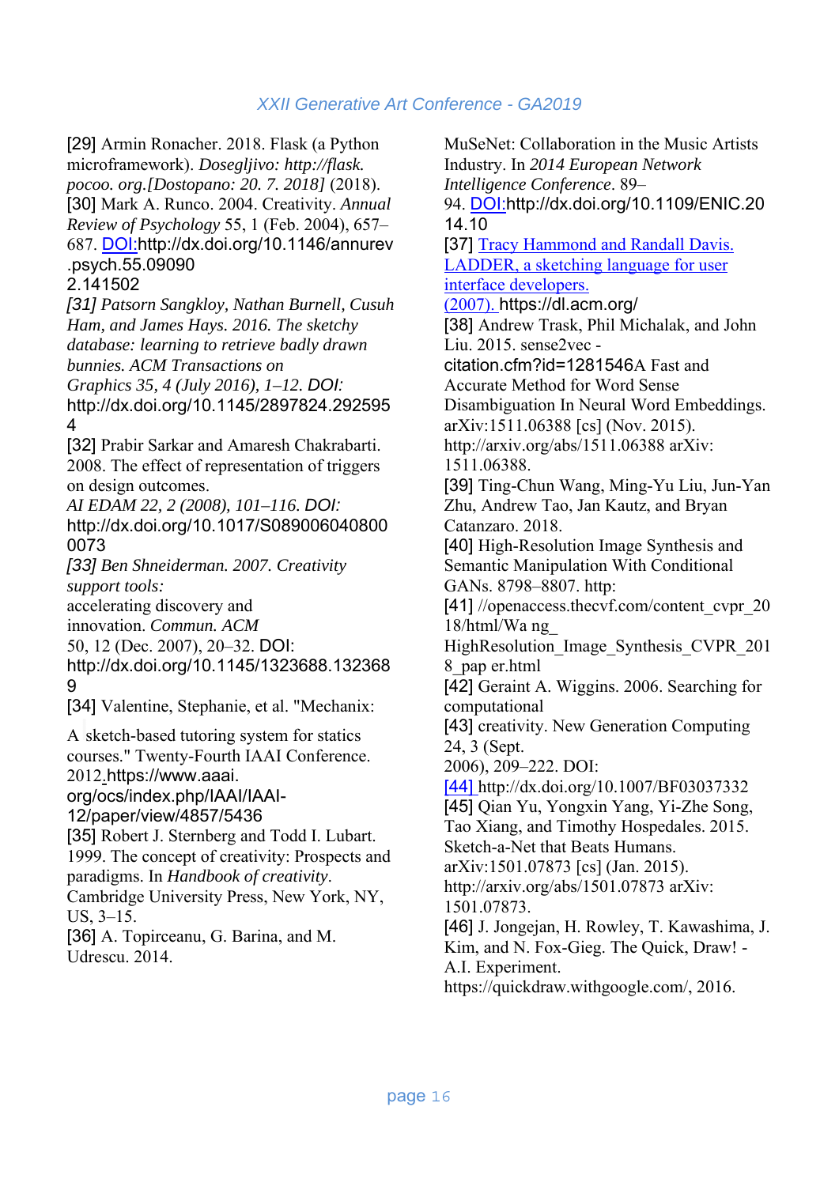[29] Armin Ronacher. 2018. Flask (a Python microframework). *Dosegljivo: http://flask. pocoo. org.[Dostopano: 20. 7. 2018]* (2018).

[30] Mark A. Runco. 2004. Creativity. *Annual Review of Psychology* 55, 1 (Feb. 2004), 657–687. DOI:http://dx.doi.org/10.1146/annurev.psych.55.090902.141502

*[31] Patsorn Sangkloy, Nathan Burnell, Cusuh Ham, and James Hays. 2016. The sketchy database: learning to retrieve badly drawn bunnies. ACM Transactions on Graphics 35, 4 (July 2016), 1–12. DOI:* http://dx.doi.org/10.1145/2897824.2925954

[32] Prabir Sarkar and Amaresh Chakrabarti. 2008. The effect of representation of triggers on design outcomes. *AI EDAM 22, 2 (2008), 101–116. DOI:* http://dx.doi.org/10.1017/S0890060408000073

*[33] Ben Shneiderman. 2007. Creativity support tools:* accelerating discovery and innovation. *Commun. ACM* 50, 12 (Dec. 2007), 20–32. DOI: http://dx.doi.org/10.1145/1323688.1323689

[34] Valentine, Stephanie, et al. "Mechanix: A sketch-based tutoring system for statics courses." Twenty-Fourth IAAI Conference. 2012.https://www.aaai.org/ocs/index.php/IAAI/IAAI-12/paper/view/4857/5436

[35] Robert J. Sternberg and Todd I. Lubart. 1999. The concept of creativity: Prospects and paradigms. In *Handbook of creativity*. Cambridge University Press, New York, NY, US, 3–15.

[36] A. Topirceanu, G. Barina, and M. Udrescu. 2014. MuSeNet: Collaboration in the Music Artists Industry. In *2014 European Network Intelligence Conference*. 89–94. DOI:http://dx.doi.org/10.1109/ENIC.2014.10

[37] Tracy Hammond and Randall Davis. LADDER, a sketching language for user interface developers. (2007). https://dl.acm.org/

[38] Andrew Trask, Phil Michalak, and John Liu. 2015. sense2vec - citation.cfm?id=1281546A Fast and Accurate Method for Word Sense Disambiguation In Neural Word Embeddings. arXiv:1511.06388 [cs] (Nov. 2015). http://arxiv.org/abs/1511.06388 arXiv: 1511.06388.

[39] Ting-Chun Wang, Ming-Yu Liu, Jun-Yan Zhu, Andrew Tao, Jan Kautz, and Bryan Catanzaro. 2018.

[40] High-Resolution Image Synthesis and Semantic Manipulation With Conditional GANs. 8798–8807. http:

[41] //openaccess.thecvf.com/content_cvpr_2018/html/Wa ng_ HighResolution_Image_Synthesis_CVPR_2018_pap er.html

[42] Geraint A. Wiggins. 2006. Searching for computational

[43] creativity. New Generation Computing 24, 3 (Sept. 2006), 209–222. DOI:

[44] http://dx.doi.org/10.1007/BF03037332

[45] Qian Yu, Yongxin Yang, Yi-Zhe Song, Tao Xiang, and Timothy Hospedales. 2015. Sketch-a-Net that Beats Humans. arXiv:1501.07873 [cs] (Jan. 2015). http://arxiv.org/abs/1501.07873 arXiv: 1501.07873.

[46] J. Jongejan, H. Rowley, T. Kawashima, J. Kim, and N. Fox-Gieg. The Quick, Draw! - A.I. Experiment. https://quickdraw.withgoogle.com/, 2016.